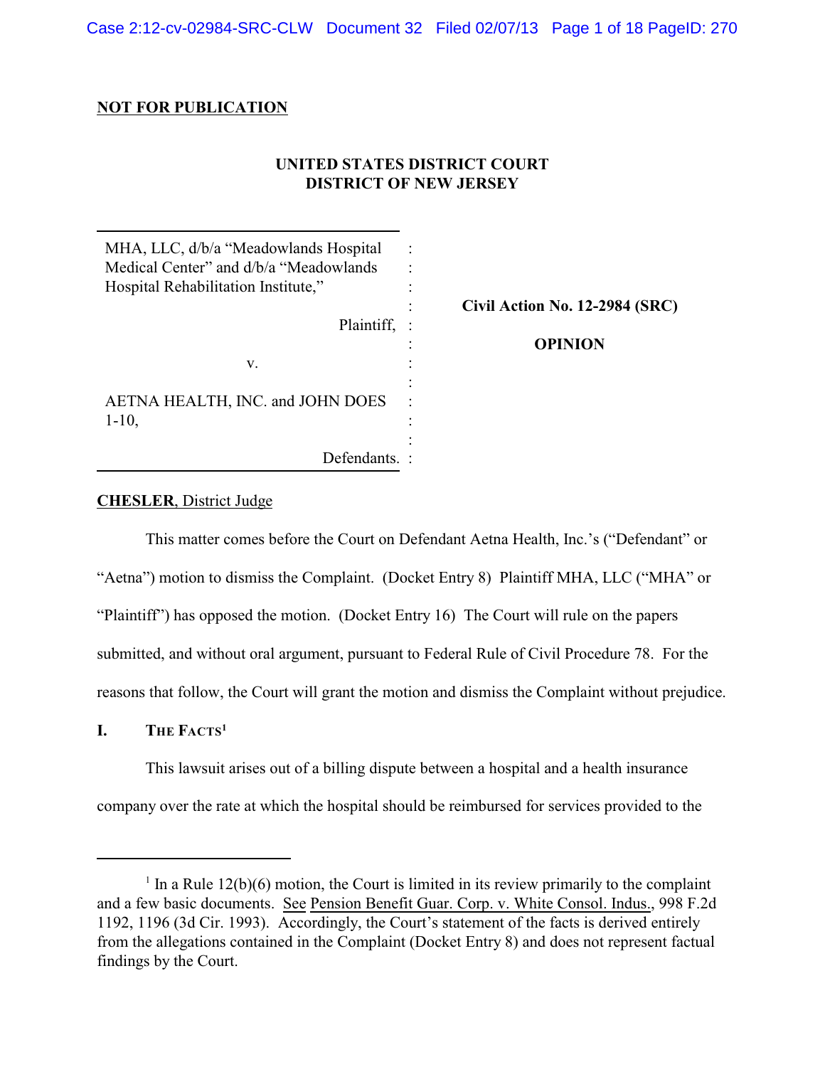**NOT FOR PUBLICATION**

**UNITED STATES DISTRICT COURT**
**DISTRICT OF NEW JERSEY**

| | |
|---|---|
| MHA, LLC, d/b/a "Meadowlands Hospital Medical Center" and d/b/a "Meadowlands Hospital Rehabilitation Institute," Plaintiff, v. AETNA HEALTH, INC. and JOHN DOES 1-10, Defendants. | **Civil Action No. 12-2984 (SRC)** **OPINION** |

**CHESLER**, District Judge

This matter comes before the Court on Defendant Aetna Health, Inc.'s ("Defendant" or "Aetna") motion to dismiss the Complaint. (Docket Entry 8) Plaintiff MHA, LLC ("MHA" or "Plaintiff") has opposed the motion. (Docket Entry 16) The Court will rule on the papers submitted, and without oral argument, pursuant to Federal Rule of Civil Procedure 78. For the reasons that follow, the Court will grant the motion and dismiss the Complaint without prejudice.

## I. THE FACTS[1]

This lawsuit arises out of a billing dispute between a hospital and a health insurance company over the rate at which the hospital should be reimbursed for services provided to the

[1] In a Rule 12(b)(6) motion, the Court is limited in its review primarily to the complaint and a few basic documents. See Pension Benefit Guar. Corp. v. White Consol. Indus., 998 F.2d 1192, 1196 (3d Cir. 1993). Accordingly, the Court's statement of the facts is derived entirely from the allegations contained in the Complaint (Docket Entry 8) and does not represent factual findings by the Court.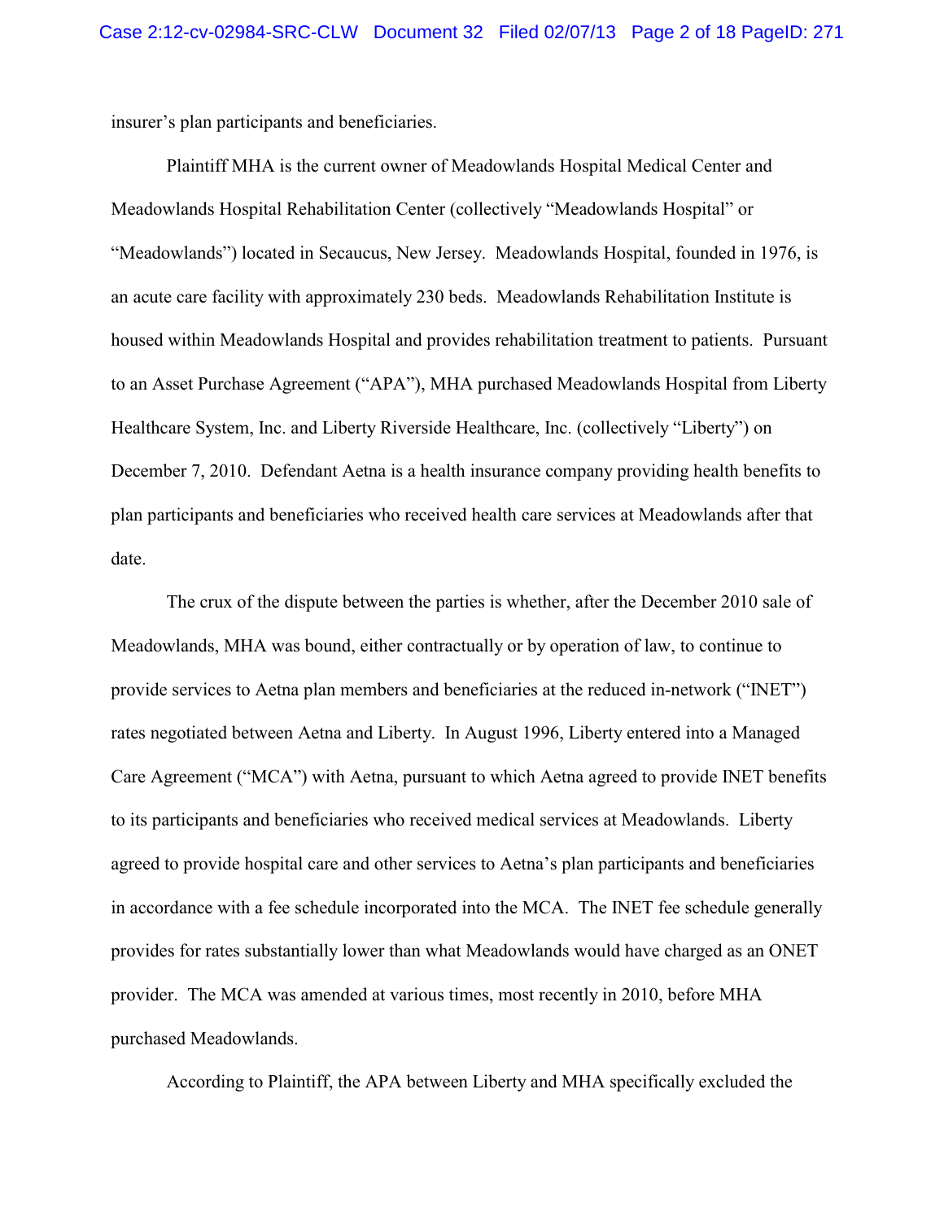insurer's plan participants and beneficiaries.

Plaintiff MHA is the current owner of Meadowlands Hospital Medical Center and Meadowlands Hospital Rehabilitation Center (collectively "Meadowlands Hospital" or "Meadowlands") located in Secaucus, New Jersey. Meadowlands Hospital, founded in 1976, is an acute care facility with approximately 230 beds. Meadowlands Rehabilitation Institute is housed within Meadowlands Hospital and provides rehabilitation treatment to patients. Pursuant to an Asset Purchase Agreement ("APA"), MHA purchased Meadowlands Hospital from Liberty Healthcare System, Inc. and Liberty Riverside Healthcare, Inc. (collectively "Liberty") on December 7, 2010. Defendant Aetna is a health insurance company providing health benefits to plan participants and beneficiaries who received health care services at Meadowlands after that date.

The crux of the dispute between the parties is whether, after the December 2010 sale of Meadowlands, MHA was bound, either contractually or by operation of law, to continue to provide services to Aetna plan members and beneficiaries at the reduced in-network ("INET") rates negotiated between Aetna and Liberty. In August 1996, Liberty entered into a Managed Care Agreement ("MCA") with Aetna, pursuant to which Aetna agreed to provide INET benefits to its participants and beneficiaries who received medical services at Meadowlands. Liberty agreed to provide hospital care and other services to Aetna's plan participants and beneficiaries in accordance with a fee schedule incorporated into the MCA. The INET fee schedule generally provides for rates substantially lower than what Meadowlands would have charged as an ONET provider. The MCA was amended at various times, most recently in 2010, before MHA purchased Meadowlands.

According to Plaintiff, the APA between Liberty and MHA specifically excluded the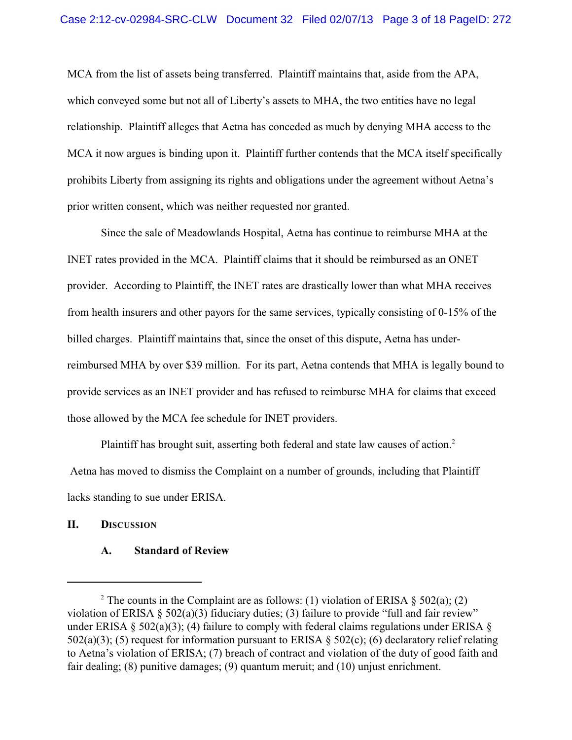MCA from the list of assets being transferred. Plaintiff maintains that, aside from the APA, which conveyed some but not all of Liberty's assets to MHA, the two entities have no legal relationship. Plaintiff alleges that Aetna has conceded as much by denying MHA access to the MCA it now argues is binding upon it. Plaintiff further contends that the MCA itself specifically prohibits Liberty from assigning its rights and obligations under the agreement without Aetna's prior written consent, which was neither requested nor granted.

Since the sale of Meadowlands Hospital, Aetna has continue to reimburse MHA at the INET rates provided in the MCA. Plaintiff claims that it should be reimbursed as an ONET provider. According to Plaintiff, the INET rates are drastically lower than what MHA receives from health insurers and other payors for the same services, typically consisting of 0-15% of the billed charges. Plaintiff maintains that, since the onset of this dispute, Aetna has under-reimbursed MHA by over $39 million. For its part, Aetna contends that MHA is legally bound to provide services as an INET provider and has refused to reimburse MHA for claims that exceed those allowed by the MCA fee schedule for INET providers.

Plaintiff has brought suit, asserting both federal and state law causes of action.[2] Aetna has moved to dismiss the Complaint on a number of grounds, including that Plaintiff lacks standing to sue under ERISA.

## II. Discussion

### A. Standard of Review

---

[2] The counts in the Complaint are as follows: (1) violation of ERISA § 502(a); (2) violation of ERISA § 502(a)(3) fiduciary duties; (3) failure to provide "full and fair review" under ERISA § 502(a)(3); (4) failure to comply with federal claims regulations under ERISA § 502(a)(3); (5) request for information pursuant to ERISA § 502(c); (6) declaratory relief relating to Aetna's violation of ERISA; (7) breach of contract and violation of the duty of good faith and fair dealing; (8) punitive damages; (9) quantum meruit; and (10) unjust enrichment.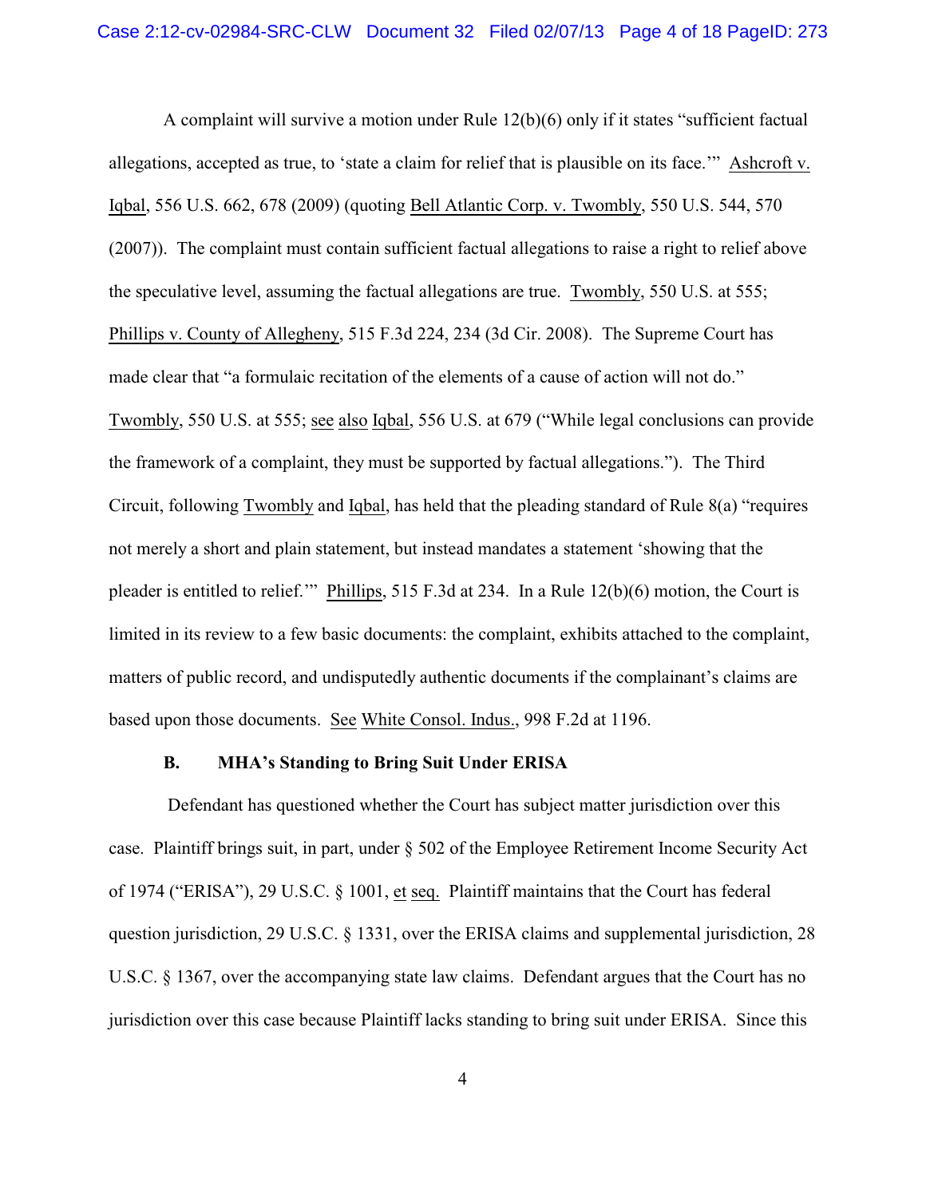A complaint will survive a motion under Rule 12(b)(6) only if it states "sufficient factual allegations, accepted as true, to 'state a claim for relief that is plausible on its face.'" Ashcroft v. Iqbal, 556 U.S. 662, 678 (2009) (quoting Bell Atlantic Corp. v. Twombly, 550 U.S. 544, 570 (2007)). The complaint must contain sufficient factual allegations to raise a right to relief above the speculative level, assuming the factual allegations are true. Twombly, 550 U.S. at 555; Phillips v. County of Allegheny, 515 F.3d 224, 234 (3d Cir. 2008). The Supreme Court has made clear that "a formulaic recitation of the elements of a cause of action will not do." Twombly, 550 U.S. at 555; see also Iqbal, 556 U.S. at 679 ("While legal conclusions can provide the framework of a complaint, they must be supported by factual allegations."). The Third Circuit, following Twombly and Iqbal, has held that the pleading standard of Rule 8(a) "requires not merely a short and plain statement, but instead mandates a statement 'showing that the pleader is entitled to relief.'" Phillips, 515 F.3d at 234. In a Rule 12(b)(6) motion, the Court is limited in its review to a few basic documents: the complaint, exhibits attached to the complaint, matters of public record, and undisputedly authentic documents if the complainant's claims are based upon those documents. See White Consol. Indus., 998 F.2d at 1196.

**B. MHA's Standing to Bring Suit Under ERISA**

Defendant has questioned whether the Court has subject matter jurisdiction over this case. Plaintiff brings suit, in part, under § 502 of the Employee Retirement Income Security Act of 1974 ("ERISA"), 29 U.S.C. § 1001, et seq. Plaintiff maintains that the Court has federal question jurisdiction, 29 U.S.C. § 1331, over the ERISA claims and supplemental jurisdiction, 28 U.S.C. § 1367, over the accompanying state law claims. Defendant argues that the Court has no jurisdiction over this case because Plaintiff lacks standing to bring suit under ERISA. Since this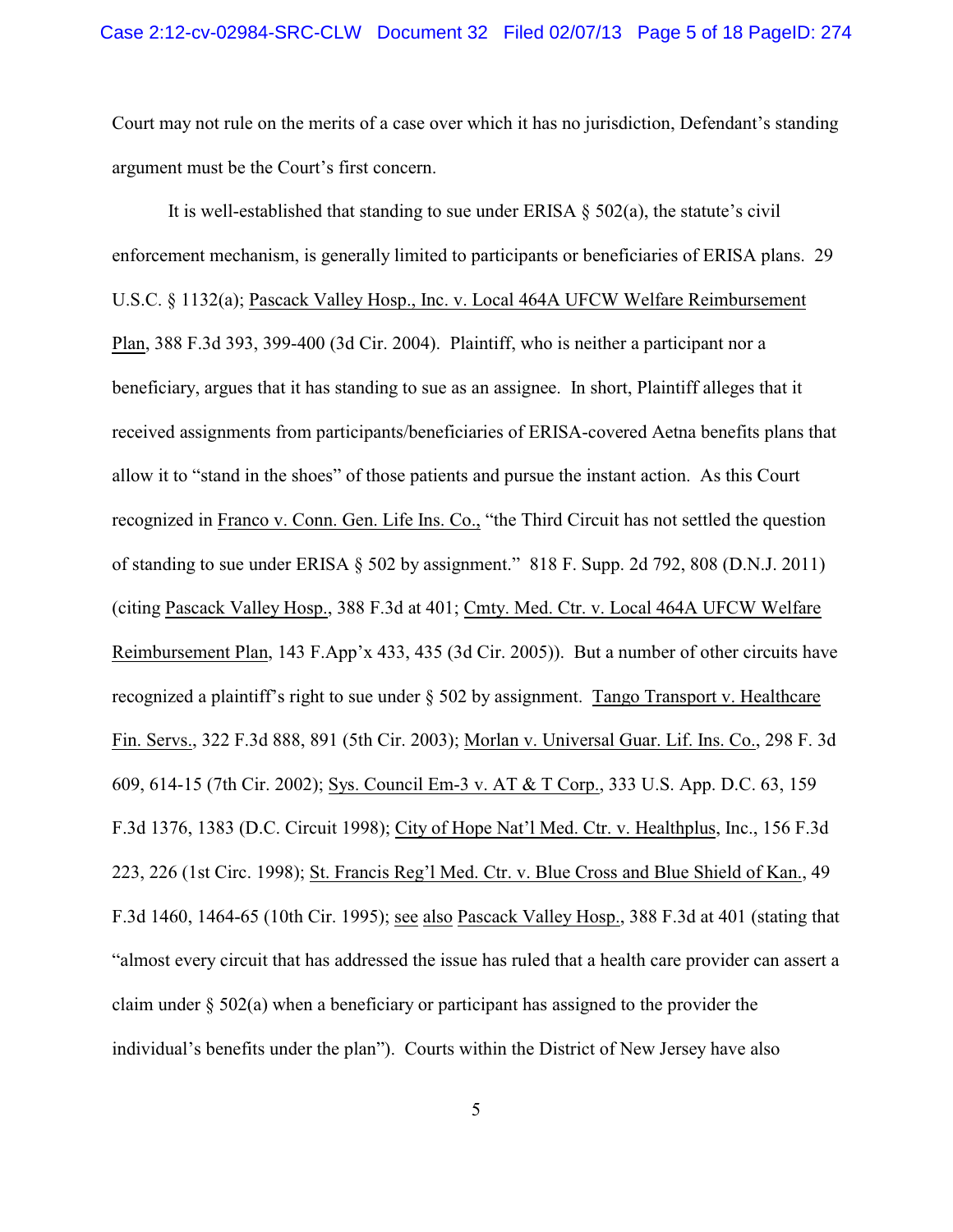Court may not rule on the merits of a case over which it has no jurisdiction, Defendant's standing argument must be the Court's first concern.

It is well-established that standing to sue under ERISA § 502(a), the statute's civil enforcement mechanism, is generally limited to participants or beneficiaries of ERISA plans. 29 U.S.C. § 1132(a); Pascack Valley Hosp., Inc. v. Local 464A UFCW Welfare Reimbursement Plan, 388 F.3d 393, 399-400 (3d Cir. 2004). Plaintiff, who is neither a participant nor a beneficiary, argues that it has standing to sue as an assignee. In short, Plaintiff alleges that it received assignments from participants/beneficiaries of ERISA-covered Aetna benefits plans that allow it to "stand in the shoes" of those patients and pursue the instant action. As this Court recognized in Franco v. Conn. Gen. Life Ins. Co., "the Third Circuit has not settled the question of standing to sue under ERISA § 502 by assignment." 818 F. Supp. 2d 792, 808 (D.N.J. 2011) (citing Pascack Valley Hosp., 388 F.3d at 401; Cmty. Med. Ctr. v. Local 464A UFCW Welfare Reimbursement Plan, 143 F.App'x 433, 435 (3d Cir. 2005)). But a number of other circuits have recognized a plaintiff's right to sue under § 502 by assignment. Tango Transport v. Healthcare Fin. Servs., 322 F.3d 888, 891 (5th Cir. 2003); Morlan v. Universal Guar. Lif. Ins. Co., 298 F. 3d 609, 614-15 (7th Cir. 2002); Sys. Council Em-3 v. AT & T Corp., 333 U.S. App. D.C. 63, 159 F.3d 1376, 1383 (D.C. Circuit 1998); City of Hope Nat'l Med. Ctr. v. Healthplus, Inc., 156 F.3d 223, 226 (1st Circ. 1998); St. Francis Reg'l Med. Ctr. v. Blue Cross and Blue Shield of Kan., 49 F.3d 1460, 1464-65 (10th Cir. 1995); see also Pascack Valley Hosp., 388 F.3d at 401 (stating that "almost every circuit that has addressed the issue has ruled that a health care provider can assert a claim under § 502(a) when a beneficiary or participant has assigned to the provider the individual's benefits under the plan"). Courts within the District of New Jersey have also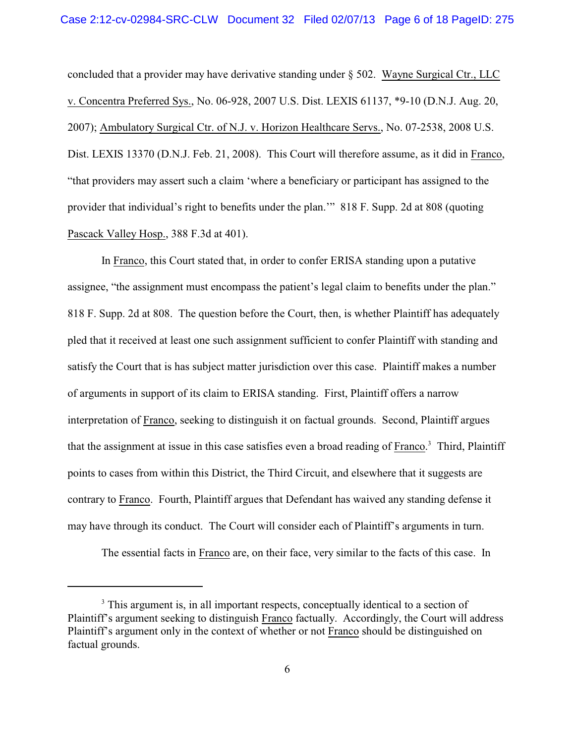concluded that a provider may have derivative standing under § 502. Wayne Surgical Ctr., LLC v. Concentra Preferred Sys., No. 06-928, 2007 U.S. Dist. LEXIS 61137, *9-10 (D.N.J. Aug. 20, 2007); Ambulatory Surgical Ctr. of N.J. v. Horizon Healthcare Servs., No. 07-2538, 2008 U.S. Dist. LEXIS 13370 (D.N.J. Feb. 21, 2008). This Court will therefore assume, as it did in Franco, "that providers may assert such a claim 'where a beneficiary or participant has assigned to the provider that individual's right to benefits under the plan.'" 818 F. Supp. 2d at 808 (quoting Pascack Valley Hosp., 388 F.3d at 401).

In Franco, this Court stated that, in order to confer ERISA standing upon a putative assignee, "the assignment must encompass the patient's legal claim to benefits under the plan." 818 F. Supp. 2d at 808. The question before the Court, then, is whether Plaintiff has adequately pled that it received at least one such assignment sufficient to confer Plaintiff with standing and satisfy the Court that is has subject matter jurisdiction over this case. Plaintiff makes a number of arguments in support of its claim to ERISA standing. First, Plaintiff offers a narrow interpretation of Franco, seeking to distinguish it on factual grounds. Second, Plaintiff argues that the assignment at issue in this case satisfies even a broad reading of Franco.[3] Third, Plaintiff points to cases from within this District, the Third Circuit, and elsewhere that it suggests are contrary to Franco. Fourth, Plaintiff argues that Defendant has waived any standing defense it may have through its conduct. The Court will consider each of Plaintiff's arguments in turn.

The essential facts in Franco are, on their face, very similar to the facts of this case. In

[3] This argument is, in all important respects, conceptually identical to a section of Plaintiff's argument seeking to distinguish Franco factually. Accordingly, the Court will address Plaintiff's argument only in the context of whether or not Franco should be distinguished on factual grounds.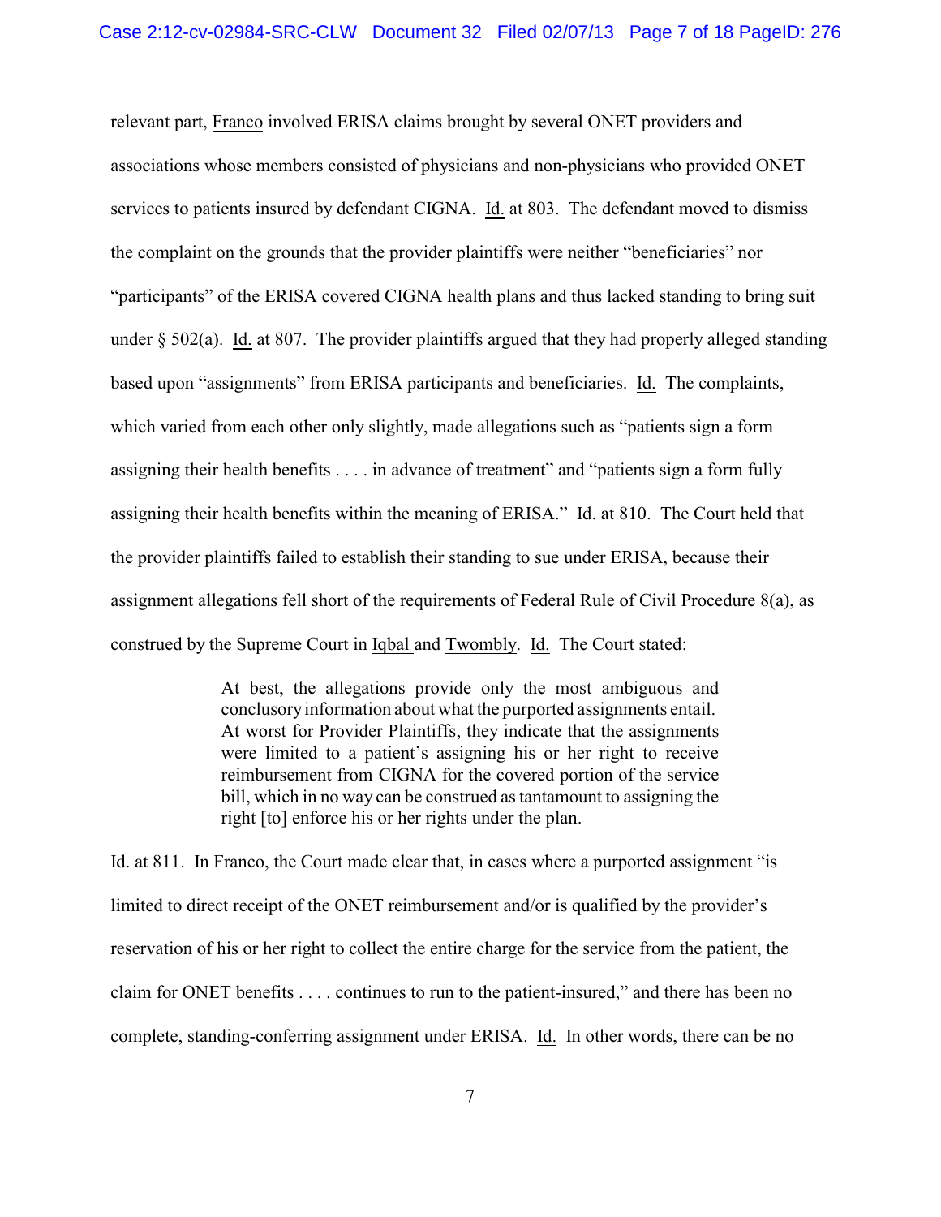relevant part, Franco involved ERISA claims brought by several ONET providers and associations whose members consisted of physicians and non-physicians who provided ONET services to patients insured by defendant CIGNA. Id. at 803. The defendant moved to dismiss the complaint on the grounds that the provider plaintiffs were neither "beneficiaries" nor "participants" of the ERISA covered CIGNA health plans and thus lacked standing to bring suit under § 502(a). Id. at 807. The provider plaintiffs argued that they had properly alleged standing based upon "assignments" from ERISA participants and beneficiaries. Id. The complaints, which varied from each other only slightly, made allegations such as "patients sign a form assigning their health benefits . . . . in advance of treatment" and "patients sign a form fully assigning their health benefits within the meaning of ERISA." Id. at 810. The Court held that the provider plaintiffs failed to establish their standing to sue under ERISA, because their assignment allegations fell short of the requirements of Federal Rule of Civil Procedure 8(a), as construed by the Supreme Court in Iqbal and Twombly. Id. The Court stated:

> At best, the allegations provide only the most ambiguous and conclusory information about what the purported assignments entail. At worst for Provider Plaintiffs, they indicate that the assignments were limited to a patient's assigning his or her right to receive reimbursement from CIGNA for the covered portion of the service bill, which in no way can be construed as tantamount to assigning the right [to] enforce his or her rights under the plan.

Id. at 811. In Franco, the Court made clear that, in cases where a purported assignment "is limited to direct receipt of the ONET reimbursement and/or is qualified by the provider's reservation of his or her right to collect the entire charge for the service from the patient, the claim for ONET benefits . . . . continues to run to the patient-insured," and there has been no complete, standing-conferring assignment under ERISA. Id. In other words, there can be no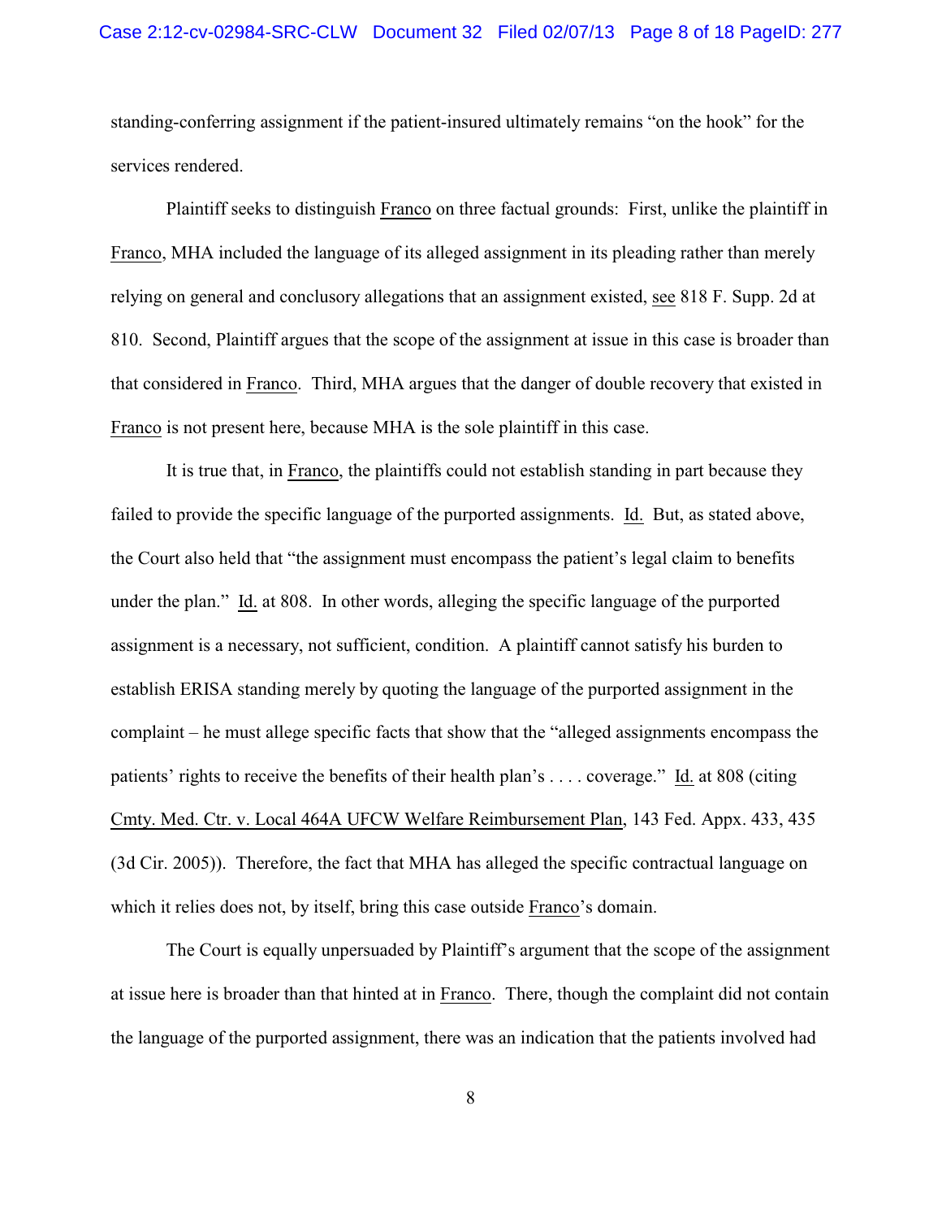standing-conferring assignment if the patient-insured ultimately remains "on the hook" for the services rendered.

Plaintiff seeks to distinguish Franco on three factual grounds: First, unlike the plaintiff in Franco, MHA included the language of its alleged assignment in its pleading rather than merely relying on general and conclusory allegations that an assignment existed, see 818 F. Supp. 2d at 810. Second, Plaintiff argues that the scope of the assignment at issue in this case is broader than that considered in Franco. Third, MHA argues that the danger of double recovery that existed in Franco is not present here, because MHA is the sole plaintiff in this case.

It is true that, in Franco, the plaintiffs could not establish standing in part because they failed to provide the specific language of the purported assignments. Id. But, as stated above, the Court also held that "the assignment must encompass the patient's legal claim to benefits under the plan." Id. at 808. In other words, alleging the specific language of the purported assignment is a necessary, not sufficient, condition. A plaintiff cannot satisfy his burden to establish ERISA standing merely by quoting the language of the purported assignment in the complaint – he must allege specific facts that show that the "alleged assignments encompass the patients' rights to receive the benefits of their health plan's . . . . coverage." Id. at 808 (citing Cmty. Med. Ctr. v. Local 464A UFCW Welfare Reimbursement Plan, 143 Fed. Appx. 433, 435 (3d Cir. 2005)). Therefore, the fact that MHA has alleged the specific contractual language on which it relies does not, by itself, bring this case outside Franco's domain.

The Court is equally unpersuaded by Plaintiff's argument that the scope of the assignment at issue here is broader than that hinted at in Franco. There, though the complaint did not contain the language of the purported assignment, there was an indication that the patients involved had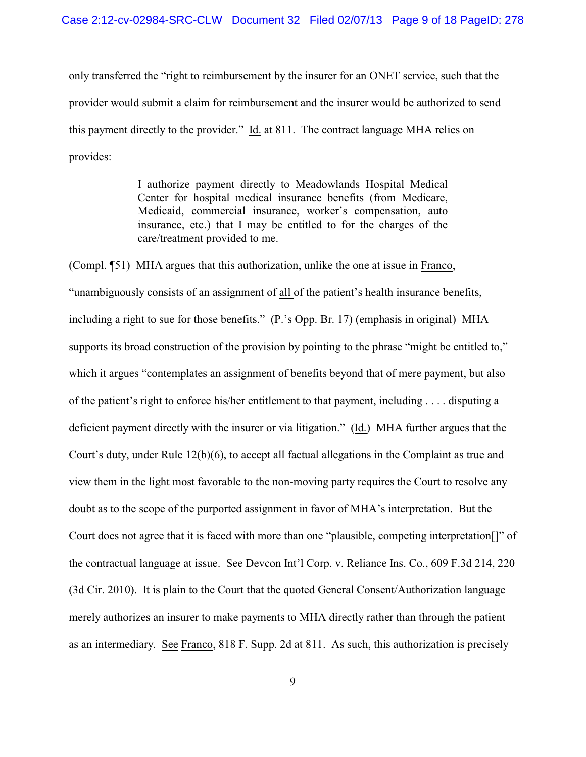only transferred the "right to reimbursement by the insurer for an ONET service, such that the provider would submit a claim for reimbursement and the insurer would be authorized to send this payment directly to the provider." Id. at 811. The contract language MHA relies on provides:

> I authorize payment directly to Meadowlands Hospital Medical Center for hospital medical insurance benefits (from Medicare, Medicaid, commercial insurance, worker's compensation, auto insurance, etc.) that I may be entitled to for the charges of the care/treatment provided to me.

(Compl. ¶51) MHA argues that this authorization, unlike the one at issue in Franco, "unambiguously consists of an assignment of all of the patient's health insurance benefits, including a right to sue for those benefits." (P.'s Opp. Br. 17) (emphasis in original) MHA supports its broad construction of the provision by pointing to the phrase "might be entitled to," which it argues "contemplates an assignment of benefits beyond that of mere payment, but also of the patient's right to enforce his/her entitlement to that payment, including . . . . disputing a deficient payment directly with the insurer or via litigation." (Id.) MHA further argues that the Court's duty, under Rule 12(b)(6), to accept all factual allegations in the Complaint as true and view them in the light most favorable to the non-moving party requires the Court to resolve any doubt as to the scope of the purported assignment in favor of MHA's interpretation. But the Court does not agree that it is faced with more than one "plausible, competing interpretation[]" of the contractual language at issue. See Devcon Int'l Corp. v. Reliance Ins. Co., 609 F.3d 214, 220 (3d Cir. 2010). It is plain to the Court that the quoted General Consent/Authorization language merely authorizes an insurer to make payments to MHA directly rather than through the patient as an intermediary. See Franco, 818 F. Supp. 2d at 811. As such, this authorization is precisely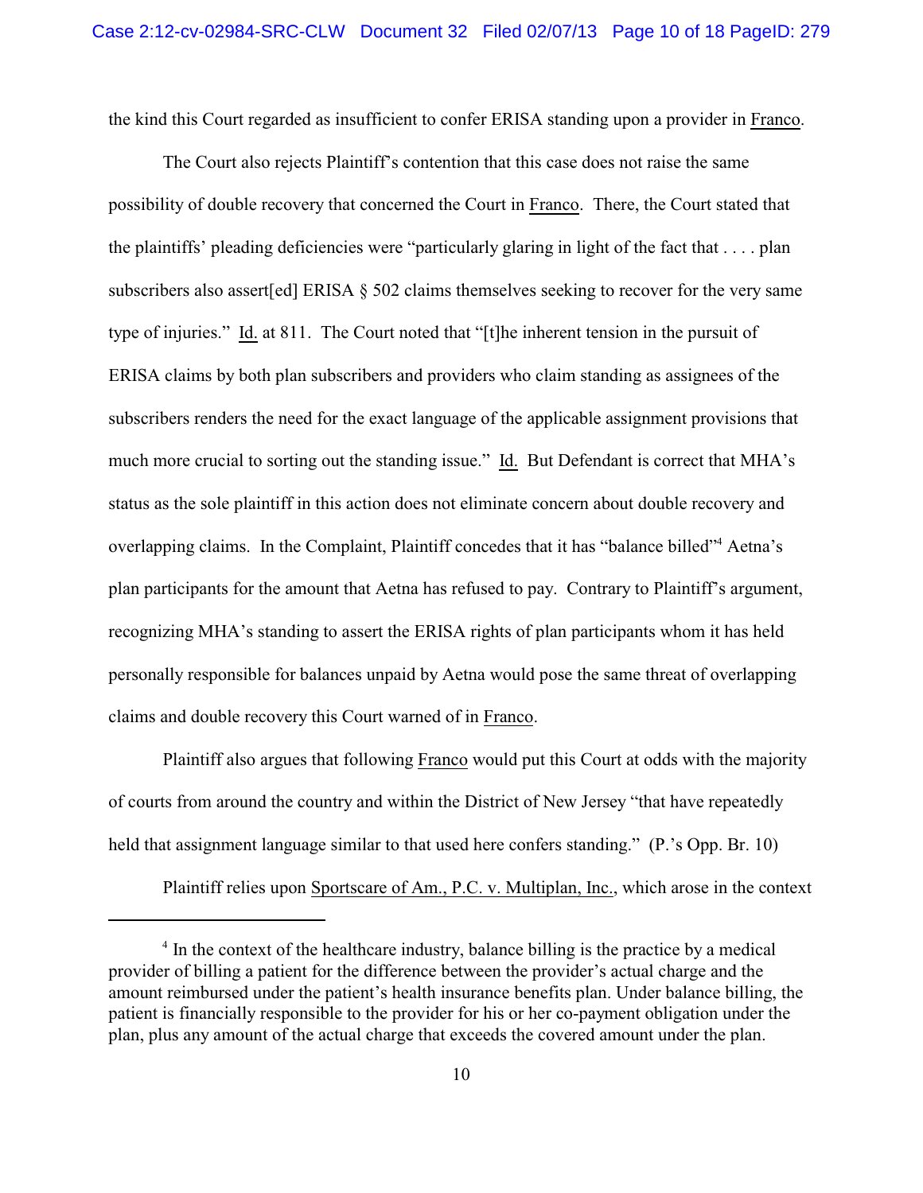the kind this Court regarded as insufficient to confer ERISA standing upon a provider in Franco.

The Court also rejects Plaintiff's contention that this case does not raise the same possibility of double recovery that concerned the Court in Franco. There, the Court stated that the plaintiffs' pleading deficiencies were "particularly glaring in light of the fact that . . . . plan subscribers also assert[ed] ERISA § 502 claims themselves seeking to recover for the very same type of injuries." Id. at 811. The Court noted that "[t]he inherent tension in the pursuit of ERISA claims by both plan subscribers and providers who claim standing as assignees of the subscribers renders the need for the exact language of the applicable assignment provisions that much more crucial to sorting out the standing issue." Id. But Defendant is correct that MHA's status as the sole plaintiff in this action does not eliminate concern about double recovery and overlapping claims. In the Complaint, Plaintiff concedes that it has "balance billed"[4] Aetna's plan participants for the amount that Aetna has refused to pay. Contrary to Plaintiff's argument, recognizing MHA's standing to assert the ERISA rights of plan participants whom it has held personally responsible for balances unpaid by Aetna would pose the same threat of overlapping claims and double recovery this Court warned of in Franco.

Plaintiff also argues that following Franco would put this Court at odds with the majority of courts from around the country and within the District of New Jersey "that have repeatedly held that assignment language similar to that used here confers standing." (P.'s Opp. Br. 10)

Plaintiff relies upon Sportscare of Am., P.C. v. Multiplan, Inc., which arose in the context

---

[4] In the context of the healthcare industry, balance billing is the practice by a medical provider of billing a patient for the difference between the provider's actual charge and the amount reimbursed under the patient's health insurance benefits plan. Under balance billing, the patient is financially responsible to the provider for his or her co-payment obligation under the plan, plus any amount of the actual charge that exceeds the covered amount under the plan.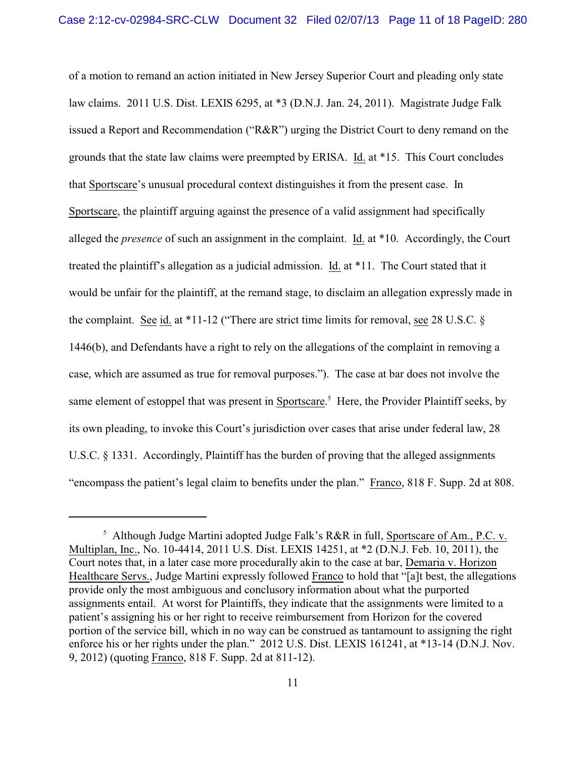of a motion to remand an action initiated in New Jersey Superior Court and pleading only state law claims. 2011 U.S. Dist. LEXIS 6295, at *3 (D.N.J. Jan. 24, 2011). Magistrate Judge Falk issued a Report and Recommendation ("R&R") urging the District Court to deny remand on the grounds that the state law claims were preempted by ERISA. Id. at *15. This Court concludes that Sportscare's unusual procedural context distinguishes it from the present case. In Sportscare, the plaintiff arguing against the presence of a valid assignment had specifically alleged the *presence* of such an assignment in the complaint. Id. at *10. Accordingly, the Court treated the plaintiff's allegation as a judicial admission. Id. at *11. The Court stated that it would be unfair for the plaintiff, at the remand stage, to disclaim an allegation expressly made in the complaint. See id. at *11-12 ("There are strict time limits for removal, see 28 U.S.C. § 1446(b), and Defendants have a right to rely on the allegations of the complaint in removing a case, which are assumed as true for removal purposes."). The case at bar does not involve the same element of estoppel that was present in Sportscare.[5] Here, the Provider Plaintiff seeks, by its own pleading, to invoke this Court's jurisdiction over cases that arise under federal law, 28 U.S.C. § 1331. Accordingly, Plaintiff has the burden of proving that the alleged assignments "encompass the patient's legal claim to benefits under the plan." Franco, 818 F. Supp. 2d at 808.

---

[5] Although Judge Martini adopted Judge Falk's R&R in full, Sportscare of Am., P.C. v. Multiplan, Inc., No. 10-4414, 2011 U.S. Dist. LEXIS 14251, at *2 (D.N.J. Feb. 10, 2011), the Court notes that, in a later case more procedurally akin to the case at bar, Demaria v. Horizon Healthcare Servs., Judge Martini expressly followed Franco to hold that "[a]t best, the allegations provide only the most ambiguous and conclusory information about what the purported assignments entail. At worst for Plaintiffs, they indicate that the assignments were limited to a patient's assigning his or her right to receive reimbursement from Horizon for the covered portion of the service bill, which in no way can be construed as tantamount to assigning the right enforce his or her rights under the plan." 2012 U.S. Dist. LEXIS 161241, at *13-14 (D.N.J. Nov. 9, 2012) (quoting Franco, 818 F. Supp. 2d at 811-12).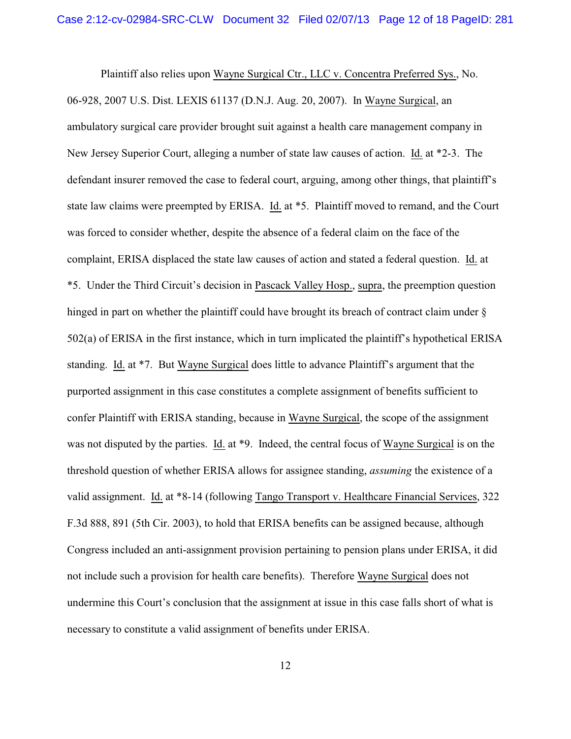Plaintiff also relies upon Wayne Surgical Ctr., LLC v. Concentra Preferred Sys., No. 06-928, 2007 U.S. Dist. LEXIS 61137 (D.N.J. Aug. 20, 2007). In Wayne Surgical, an ambulatory surgical care provider brought suit against a health care management company in New Jersey Superior Court, alleging a number of state law causes of action. Id. at *2-3. The defendant insurer removed the case to federal court, arguing, among other things, that plaintiff's state law claims were preempted by ERISA. Id. at *5. Plaintiff moved to remand, and the Court was forced to consider whether, despite the absence of a federal claim on the face of the complaint, ERISA displaced the state law causes of action and stated a federal question. Id. at *5. Under the Third Circuit's decision in Pascack Valley Hosp., supra, the preemption question hinged in part on whether the plaintiff could have brought its breach of contract claim under § 502(a) of ERISA in the first instance, which in turn implicated the plaintiff's hypothetical ERISA standing. Id. at *7. But Wayne Surgical does little to advance Plaintiff's argument that the purported assignment in this case constitutes a complete assignment of benefits sufficient to confer Plaintiff with ERISA standing, because in Wayne Surgical, the scope of the assignment was not disputed by the parties. Id. at *9. Indeed, the central focus of Wayne Surgical is on the threshold question of whether ERISA allows for assignee standing, *assuming* the existence of a valid assignment. Id. at *8-14 (following Tango Transport v. Healthcare Financial Services, 322 F.3d 888, 891 (5th Cir. 2003), to hold that ERISA benefits can be assigned because, although Congress included an anti-assignment provision pertaining to pension plans under ERISA, it did not include such a provision for health care benefits). Therefore Wayne Surgical does not undermine this Court's conclusion that the assignment at issue in this case falls short of what is necessary to constitute a valid assignment of benefits under ERISA.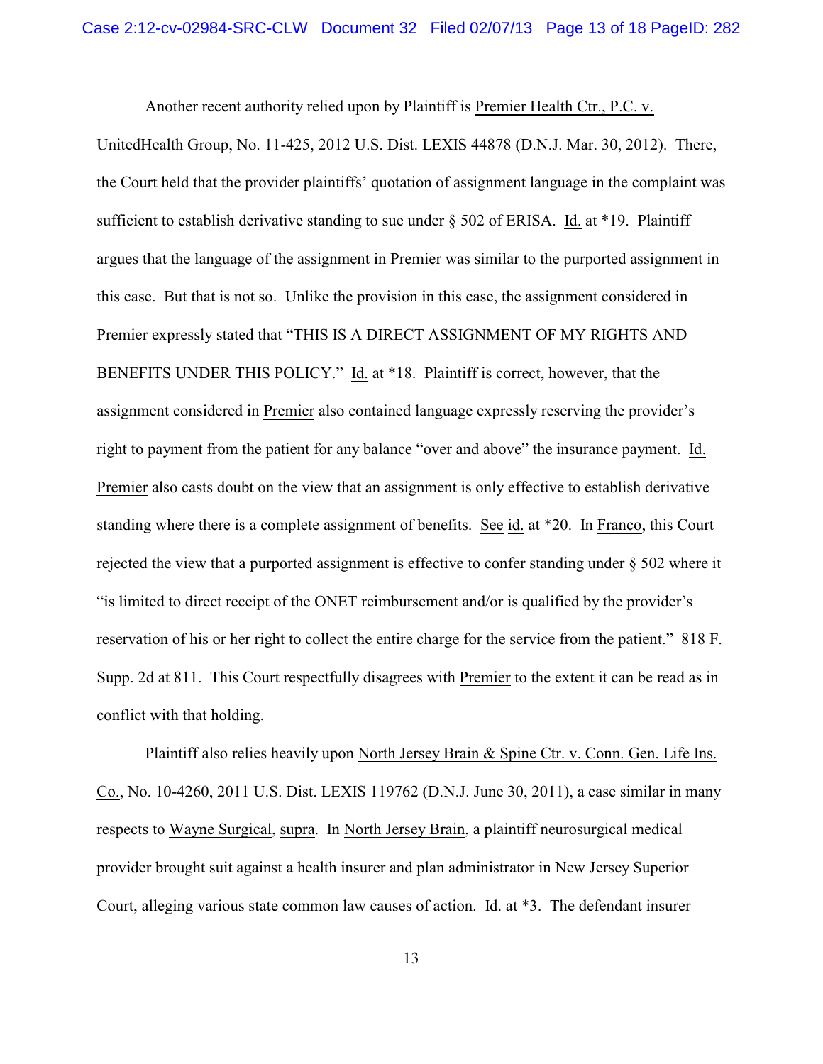Another recent authority relied upon by Plaintiff is Premier Health Ctr., P.C. v. UnitedHealth Group, No. 11-425, 2012 U.S. Dist. LEXIS 44878 (D.N.J. Mar. 30, 2012). There, the Court held that the provider plaintiffs' quotation of assignment language in the complaint was sufficient to establish derivative standing to sue under § 502 of ERISA. Id. at *19. Plaintiff argues that the language of the assignment in Premier was similar to the purported assignment in this case. But that is not so. Unlike the provision in this case, the assignment considered in Premier expressly stated that "THIS IS A DIRECT ASSIGNMENT OF MY RIGHTS AND BENEFITS UNDER THIS POLICY." Id. at *18. Plaintiff is correct, however, that the assignment considered in Premier also contained language expressly reserving the provider's right to payment from the patient for any balance "over and above" the insurance payment. Id. Premier also casts doubt on the view that an assignment is only effective to establish derivative standing where there is a complete assignment of benefits. See id. at *20. In Franco, this Court rejected the view that a purported assignment is effective to confer standing under § 502 where it "is limited to direct receipt of the ONET reimbursement and/or is qualified by the provider's reservation of his or her right to collect the entire charge for the service from the patient." 818 F. Supp. 2d at 811. This Court respectfully disagrees with Premier to the extent it can be read as in conflict with that holding.

Plaintiff also relies heavily upon North Jersey Brain & Spine Ctr. v. Conn. Gen. Life Ins. Co., No. 10-4260, 2011 U.S. Dist. LEXIS 119762 (D.N.J. June 30, 2011), a case similar in many respects to Wayne Surgical, supra. In North Jersey Brain, a plaintiff neurosurgical medical provider brought suit against a health insurer and plan administrator in New Jersey Superior Court, alleging various state common law causes of action. Id. at *3. The defendant insurer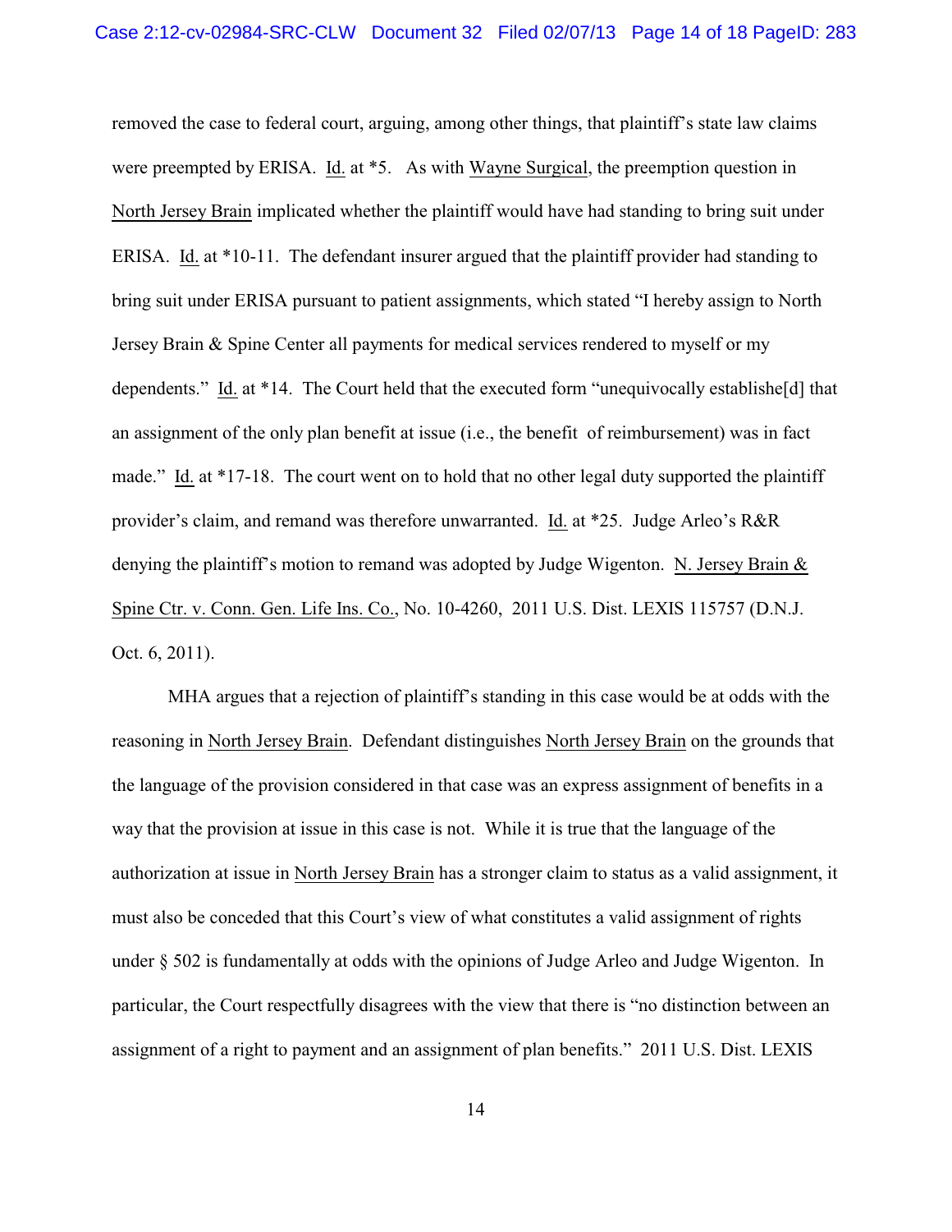removed the case to federal court, arguing, among other things, that plaintiff's state law claims were preempted by ERISA. Id. at *5. As with Wayne Surgical, the preemption question in North Jersey Brain implicated whether the plaintiff would have had standing to bring suit under ERISA. Id. at *10-11. The defendant insurer argued that the plaintiff provider had standing to bring suit under ERISA pursuant to patient assignments, which stated "I hereby assign to North Jersey Brain & Spine Center all payments for medical services rendered to myself or my dependents." Id. at *14. The Court held that the executed form "unequivocally establishe[d] that an assignment of the only plan benefit at issue (i.e., the benefit of reimbursement) was in fact made." Id. at *17-18. The court went on to hold that no other legal duty supported the plaintiff provider's claim, and remand was therefore unwarranted. Id. at *25. Judge Arleo's R&R denying the plaintiff's motion to remand was adopted by Judge Wigenton. N. Jersey Brain & Spine Ctr. v. Conn. Gen. Life Ins. Co., No. 10-4260, 2011 U.S. Dist. LEXIS 115757 (D.N.J. Oct. 6, 2011).

MHA argues that a rejection of plaintiff's standing in this case would be at odds with the reasoning in North Jersey Brain. Defendant distinguishes North Jersey Brain on the grounds that the language of the provision considered in that case was an express assignment of benefits in a way that the provision at issue in this case is not. While it is true that the language of the authorization at issue in North Jersey Brain has a stronger claim to status as a valid assignment, it must also be conceded that this Court's view of what constitutes a valid assignment of rights under § 502 is fundamentally at odds with the opinions of Judge Arleo and Judge Wigenton. In particular, the Court respectfully disagrees with the view that there is "no distinction between an assignment of a right to payment and an assignment of plan benefits." 2011 U.S. Dist. LEXIS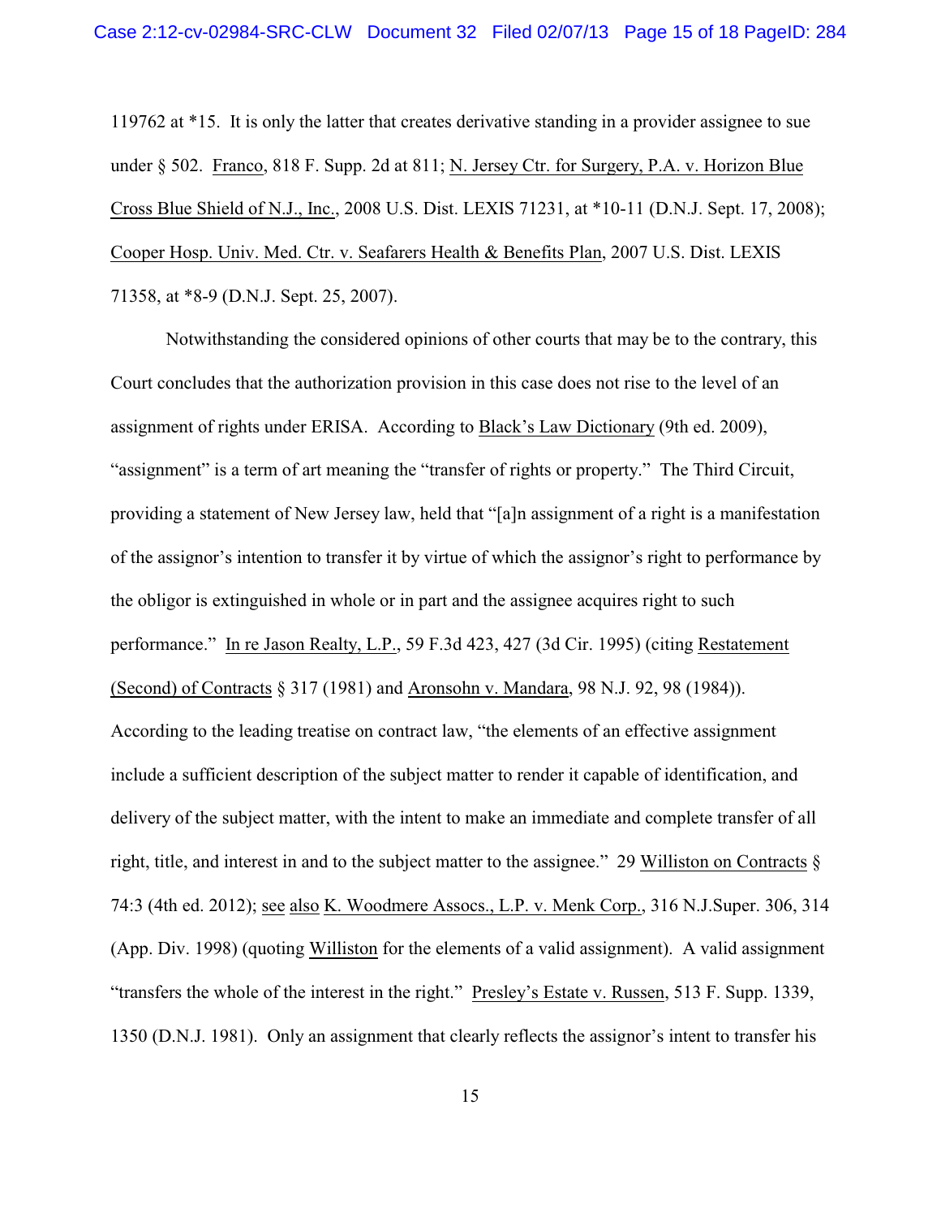119762 at *15. It is only the latter that creates derivative standing in a provider assignee to sue under § 502. Franco, 818 F. Supp. 2d at 811; N. Jersey Ctr. for Surgery, P.A. v. Horizon Blue Cross Blue Shield of N.J., Inc., 2008 U.S. Dist. LEXIS 71231, at *10-11 (D.N.J. Sept. 17, 2008); Cooper Hosp. Univ. Med. Ctr. v. Seafarers Health & Benefits Plan, 2007 U.S. Dist. LEXIS 71358, at *8-9 (D.N.J. Sept. 25, 2007).

Notwithstanding the considered opinions of other courts that may be to the contrary, this Court concludes that the authorization provision in this case does not rise to the level of an assignment of rights under ERISA. According to Black's Law Dictionary (9th ed. 2009), "assignment" is a term of art meaning the "transfer of rights or property." The Third Circuit, providing a statement of New Jersey law, held that "[a]n assignment of a right is a manifestation of the assignor's intention to transfer it by virtue of which the assignor's right to performance by the obligor is extinguished in whole or in part and the assignee acquires right to such performance." In re Jason Realty, L.P., 59 F.3d 423, 427 (3d Cir. 1995) (citing Restatement (Second) of Contracts § 317 (1981) and Aronsohn v. Mandara, 98 N.J. 92, 98 (1984)). According to the leading treatise on contract law, "the elements of an effective assignment include a sufficient description of the subject matter to render it capable of identification, and delivery of the subject matter, with the intent to make an immediate and complete transfer of all right, title, and interest in and to the subject matter to the assignee." 29 Williston on Contracts § 74:3 (4th ed. 2012); see also K. Woodmere Assocs., L.P. v. Menk Corp., 316 N.J.Super. 306, 314 (App. Div. 1998) (quoting Williston for the elements of a valid assignment). A valid assignment "transfers the whole of the interest in the right." Presley's Estate v. Russen, 513 F. Supp. 1339, 1350 (D.N.J. 1981). Only an assignment that clearly reflects the assignor's intent to transfer his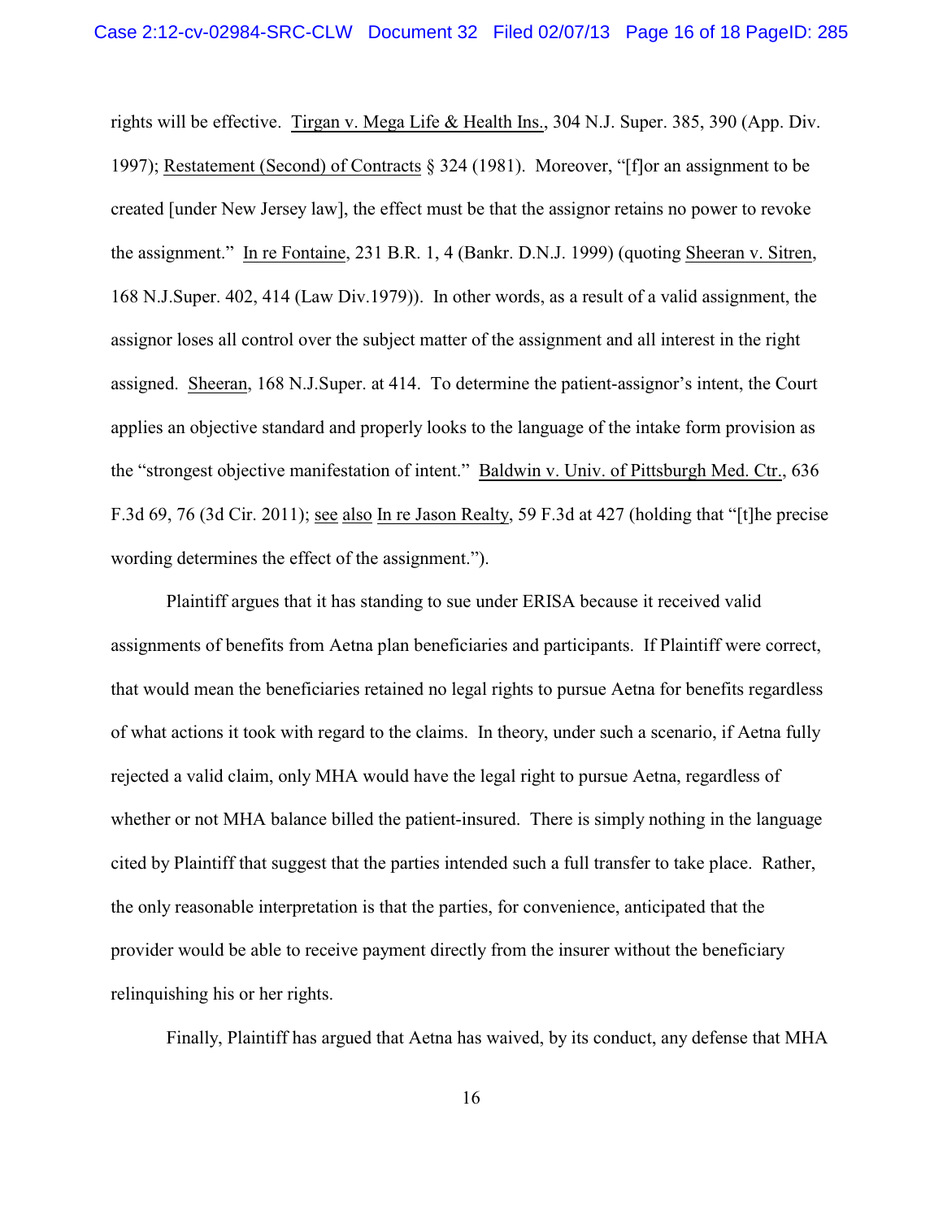rights will be effective. Tirgan v. Mega Life & Health Ins., 304 N.J. Super. 385, 390 (App. Div. 1997); Restatement (Second) of Contracts § 324 (1981). Moreover, "[f]or an assignment to be created [under New Jersey law], the effect must be that the assignor retains no power to revoke the assignment." In re Fontaine, 231 B.R. 1, 4 (Bankr. D.N.J. 1999) (quoting Sheeran v. Sitren, 168 N.J.Super. 402, 414 (Law Div.1979)). In other words, as a result of a valid assignment, the assignor loses all control over the subject matter of the assignment and all interest in the right assigned. Sheeran, 168 N.J.Super. at 414. To determine the patient-assignor's intent, the Court applies an objective standard and properly looks to the language of the intake form provision as the "strongest objective manifestation of intent." Baldwin v. Univ. of Pittsburgh Med. Ctr., 636 F.3d 69, 76 (3d Cir. 2011); see also In re Jason Realty, 59 F.3d at 427 (holding that "[t]he precise wording determines the effect of the assignment.").

Plaintiff argues that it has standing to sue under ERISA because it received valid assignments of benefits from Aetna plan beneficiaries and participants. If Plaintiff were correct, that would mean the beneficiaries retained no legal rights to pursue Aetna for benefits regardless of what actions it took with regard to the claims. In theory, under such a scenario, if Aetna fully rejected a valid claim, only MHA would have the legal right to pursue Aetna, regardless of whether or not MHA balance billed the patient-insured. There is simply nothing in the language cited by Plaintiff that suggest that the parties intended such a full transfer to take place. Rather, the only reasonable interpretation is that the parties, for convenience, anticipated that the provider would be able to receive payment directly from the insurer without the beneficiary relinquishing his or her rights.

Finally, Plaintiff has argued that Aetna has waived, by its conduct, any defense that MHA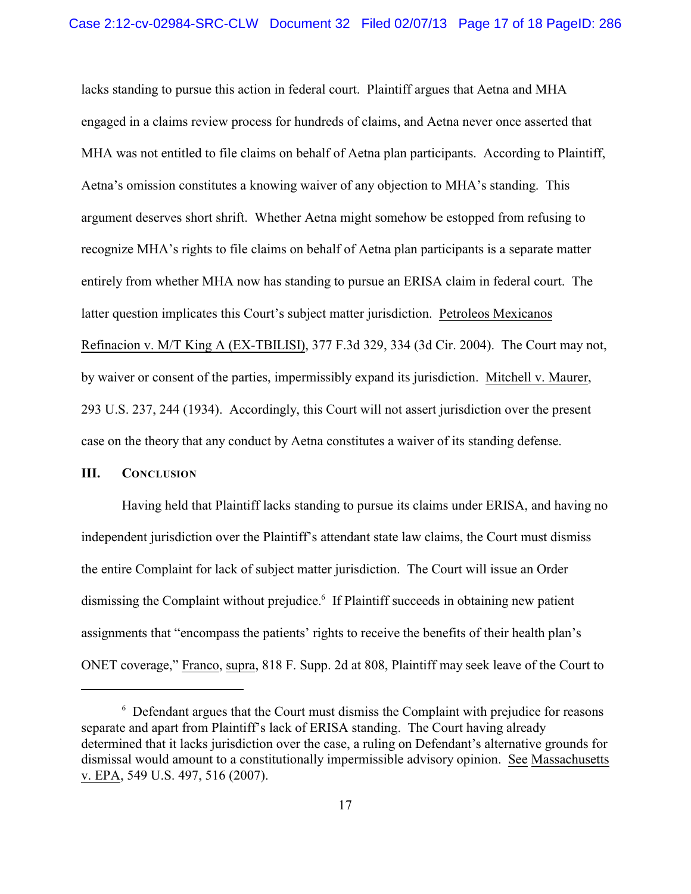lacks standing to pursue this action in federal court. Plaintiff argues that Aetna and MHA engaged in a claims review process for hundreds of claims, and Aetna never once asserted that MHA was not entitled to file claims on behalf of Aetna plan participants. According to Plaintiff, Aetna's omission constitutes a knowing waiver of any objection to MHA's standing. This argument deserves short shrift. Whether Aetna might somehow be estopped from refusing to recognize MHA's rights to file claims on behalf of Aetna plan participants is a separate matter entirely from whether MHA now has standing to pursue an ERISA claim in federal court. The latter question implicates this Court's subject matter jurisdiction. Petroleos Mexicanos Refinacion v. M/T King A (EX-TBILISI), 377 F.3d 329, 334 (3d Cir. 2004). The Court may not, by waiver or consent of the parties, impermissibly expand its jurisdiction. Mitchell v. Maurer, 293 U.S. 237, 244 (1934). Accordingly, this Court will not assert jurisdiction over the present case on the theory that any conduct by Aetna constitutes a waiver of its standing defense.

## III. Conclusion

Having held that Plaintiff lacks standing to pursue its claims under ERISA, and having no independent jurisdiction over the Plaintiff's attendant state law claims, the Court must dismiss the entire Complaint for lack of subject matter jurisdiction. The Court will issue an Order dismissing the Complaint without prejudice.[6] If Plaintiff succeeds in obtaining new patient assignments that "encompass the patients' rights to receive the benefits of their health plan's ONET coverage," Franco, supra, 818 F. Supp. 2d at 808, Plaintiff may seek leave of the Court to

[6] Defendant argues that the Court must dismiss the Complaint with prejudice for reasons separate and apart from Plaintiff's lack of ERISA standing. The Court having already determined that it lacks jurisdiction over the case, a ruling on Defendant's alternative grounds for dismissal would amount to a constitutionally impermissible advisory opinion. See Massachusetts v. EPA, 549 U.S. 497, 516 (2007).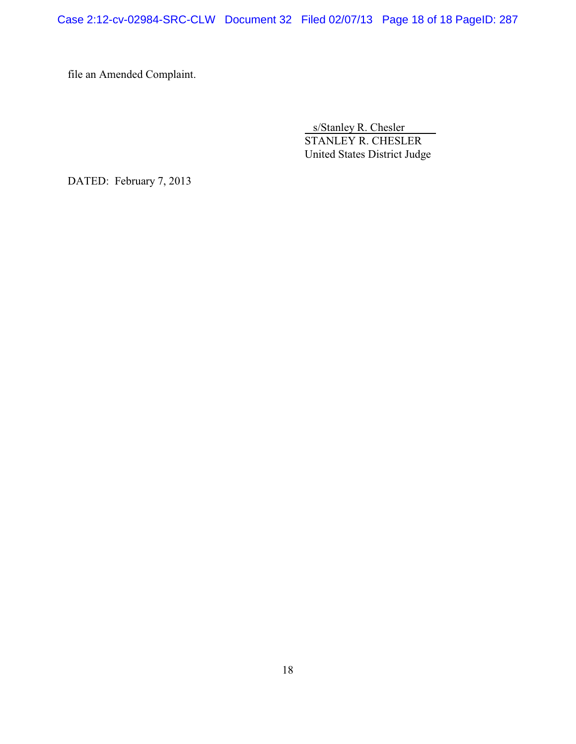file an Amended Complaint.

s/Stanley R. Chesler
STANLEY R. CHESLER
United States District Judge

DATED: February 7, 2013